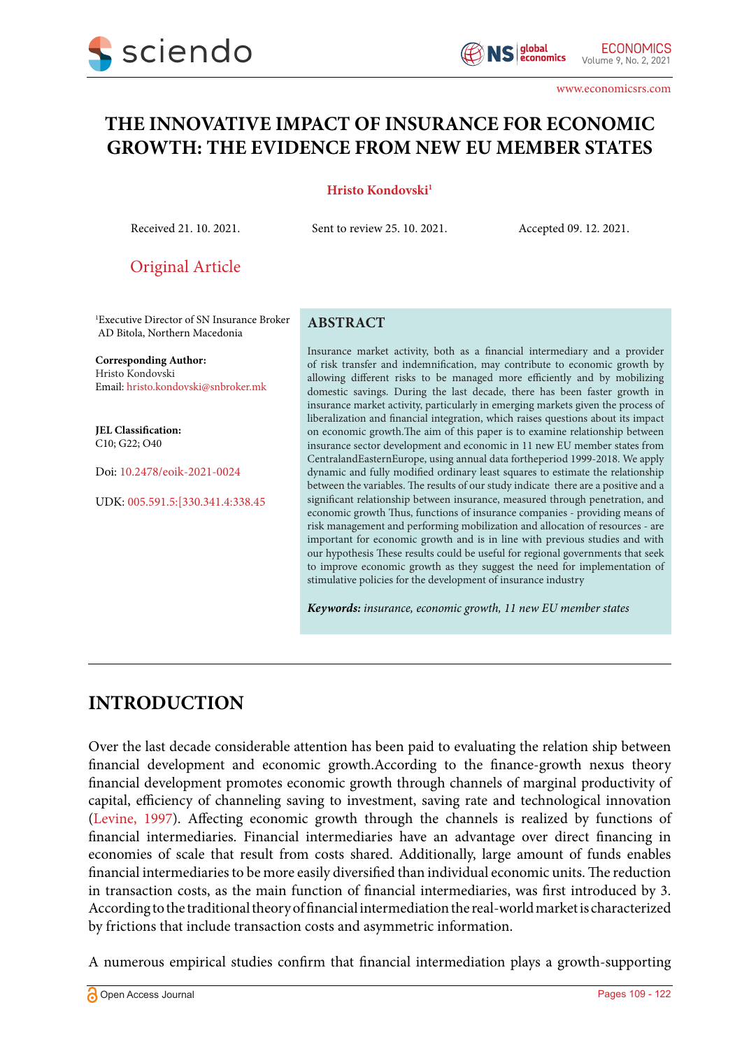# THE INNOVATIVE IMPACT OF INSURANCE FOR ECONOMIC GROWTH: THE EVIDENCE FROM NEW EU MEMBER STATES

**Hristo Kondovski**[1]

Received 21. 10. 2021. Sent to review 25. 10. 2021. Accepted 09. 12. 2021.

Original Article

[1]Executive Director of SN Insurance Broker AD Bitola, Northern Macedonia

**Corresponding Author:**
Hristo Kondovski
Email: hristo.kondovski@snbroker.mk

**JEL Classification:**
C10; G22; O40

Doi: 10.2478/eoik-2021-0024

UDK: 005.591.5:[330.341.4:338.45

## ABSTRACT

Insurance market activity, both as a financial intermediary and a provider of risk transfer and indemnification, may contribute to economic growth by allowing different risks to be managed more efficiently and by mobilizing domestic savings. During the last decade, there has been faster growth in insurance market activity, particularly in emerging markets given the process of liberalization and financial integration, which raises questions about its impact on economic growth.The aim of this paper is to examine relationship between insurance sector development and economic in 11 new EU member states from CentralandEasternEurope, using annual data fortheperiod 1999-2018. We apply dynamic and fully modified ordinary least squares to estimate the relationship between the variables. The results of our study indicate there are a positive and a significant relationship between insurance, measured through penetration, and economic growth Thus, functions of insurance companies - providing means of risk management and performing mobilization and allocation of resources - are important for economic growth and is in line with previous studies and with our hypothesis These results could be useful for regional governments that seek to improve economic growth as they suggest the need for implementation of stimulative policies for the development of insurance industry

***Keywords:*** *insurance, economic growth, 11 new EU member states*

## INTRODUCTION

Over the last decade considerable attention has been paid to evaluating the relation ship between financial development and economic growth.According to the finance-growth nexus theory financial development promotes economic growth through channels of marginal productivity of capital, efficiency of channeling saving to investment, saving rate and technological innovation (Levine, 1997). Affecting economic growth through the channels is realized by functions of financial intermediaries. Financial intermediaries have an advantage over direct financing in economies of scale that result from costs shared. Additionally, large amount of funds enables financial intermediaries to be more easily diversified than individual economic units. The reduction in transaction costs, as the main function of financial intermediaries, was first introduced by 3. According to the traditional theory of financial intermediation the real-world market is characterized by frictions that include transaction costs and asymmetric information.

A numerous empirical studies confirm that financial intermediation plays a growth-supporting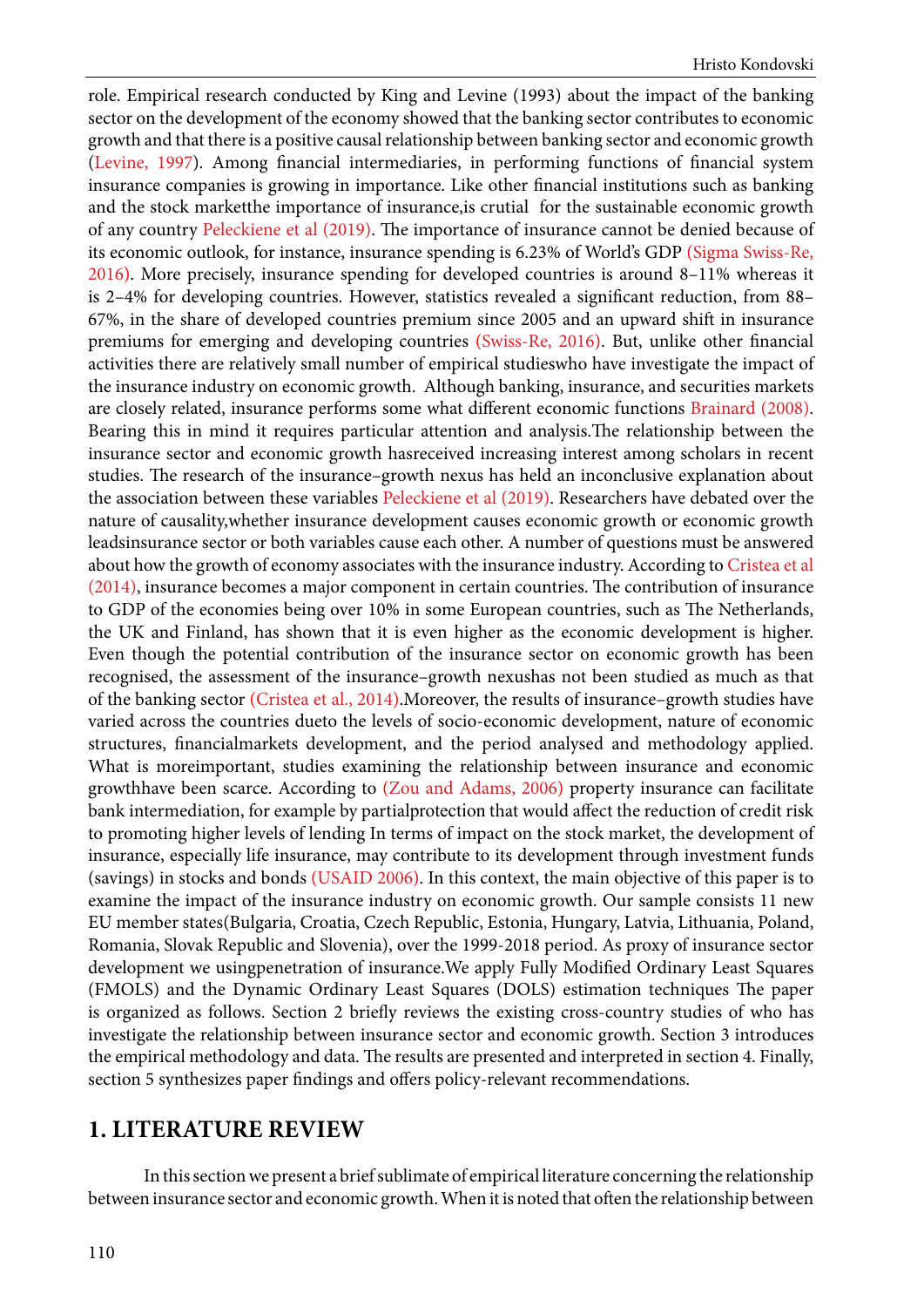role. Empirical research conducted by King and Levine (1993) about the impact of the banking sector on the development of the economy showed that the banking sector contributes to economic growth and that there is a positive causal relationship between banking sector and economic growth (Levine, 1997). Among financial intermediaries, in performing functions of financial system insurance companies is growing in importance. Like other financial institutions such as banking and the stock marketthe importance of insurance,is crutial for the sustainable economic growth of any country Peleckiene et al (2019). The importance of insurance cannot be denied because of its economic outlook, for instance, insurance spending is 6.23% of World's GDP (Sigma Swiss-Re, 2016). More precisely, insurance spending for developed countries is around 8–11% whereas it is 2–4% for developing countries. However, statistics revealed a significant reduction, from 88–67%, in the share of developed countries premium since 2005 and an upward shift in insurance premiums for emerging and developing countries (Swiss-Re, 2016). But, unlike other financial activities there are relatively small number of empirical studieswho have investigate the impact of the insurance industry on economic growth. Although banking, insurance, and securities markets are closely related, insurance performs some what different economic functions Brainard (2008). Bearing this in mind it requires particular attention and analysis.The relationship between the insurance sector and economic growth hasreceived increasing interest among scholars in recent studies. The research of the insurance–growth nexus has held an inconclusive explanation about the association between these variables Peleckiene et al (2019). Researchers have debated over the nature of causality,whether insurance development causes economic growth or economic growth leadsinsurance sector or both variables cause each other. A number of questions must be answered about how the growth of economy associates with the insurance industry. According to Cristea et al (2014), insurance becomes a major component in certain countries. The contribution of insurance to GDP of the economies being over 10% in some European countries, such as The Netherlands, the UK and Finland, has shown that it is even higher as the economic development is higher. Even though the potential contribution of the insurance sector on economic growth has been recognised, the assessment of the insurance–growth nexushas not been studied as much as that of the banking sector (Cristea et al., 2014).Moreover, the results of insurance–growth studies have varied across the countries dueto the levels of socio-economic development, nature of economic structures, financialmarkets development, and the period analysed and methodology applied. What is moreimportant, studies examining the relationship between insurance and economic growthhave been scarce. According to (Zou and Adams, 2006) property insurance can facilitate bank intermediation, for example by partialprotection that would affect the reduction of credit risk to promoting higher levels of lending In terms of impact on the stock market, the development of insurance, especially life insurance, may contribute to its development through investment funds (savings) in stocks and bonds (USAID 2006). In this context, the main objective of this paper is to examine the impact of the insurance industry on economic growth. Our sample consists 11 new EU member states(Bulgaria, Croatia, Czech Republic, Estonia, Hungary, Latvia, Lithuania, Poland, Romania, Slovak Republic and Slovenia), over the 1999-2018 period. As proxy of insurance sector development we usingpenetration of insurance.We apply Fully Modified Ordinary Least Squares (FMOLS) and the Dynamic Ordinary Least Squares (DOLS) estimation techniques The paper is organized as follows. Section 2 briefly reviews the existing cross-country studies of who has investigate the relationship between insurance sector and economic growth. Section 3 introduces the empirical methodology and data. The results are presented and interpreted in section 4. Finally, section 5 synthesizes paper findings and offers policy-relevant recommendations.

## 1. LITERATURE REVIEW

In this section we present a brief sublimate of empirical literature concerning the relationship between insurance sector and economic growth. When it is noted that often the relationship between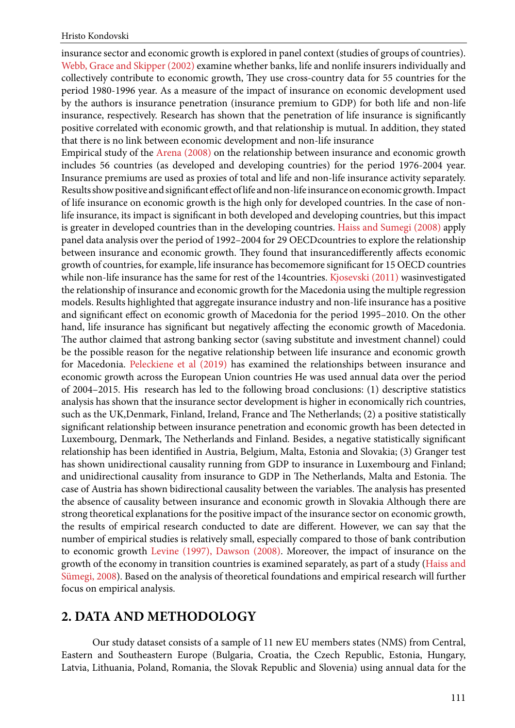insurance sector and economic growth is explored in panel context (studies of groups of countries). Webb, Grace and Skipper (2002) examine whether banks, life and nonlife insurers individually and collectively contribute to economic growth, They use cross-country data for 55 countries for the period 1980-1996 year. As a measure of the impact of insurance on economic development used by the authors is insurance penetration (insurance premium to GDP) for both life and non-life insurance, respectively. Research has shown that the penetration of life insurance is significantly positive correlated with economic growth, and that relationship is mutual. In addition, they stated that there is no link between economic development and non-life insurance

Empirical study of the Arena (2008) on the relationship between insurance and economic growth includes 56 countries (as developed and developing countries) for the period 1976-2004 year. Insurance premiums are used as proxies of total and life and non-life insurance activity separately. Results show positive and significant effect of life and non-life insurance on economic growth. Impact of life insurance on economic growth is the high only for developed countries. In the case of non-life insurance, its impact is significant in both developed and developing countries, but this impact is greater in developed countries than in the developing countries. Haiss and Sumegi (2008) apply panel data analysis over the period of 1992–2004 for 29 OECDcountries to explore the relationship between insurance and economic growth. They found that insurancedifferently affects economic growth of countries, for example, life insurance has becomemore significant for 15 OECD countries while non-life insurance has the same for rest of the 14countries. Kjosevski (2011) wasinvestigated the relationship of insurance and economic growth for the Macedonia using the multiple regression models. Results highlighted that aggregate insurance industry and non-life insurance has a positive and significant effect on economic growth of Macedonia for the period 1995–2010. On the other hand, life insurance has significant but negatively affecting the economic growth of Macedonia. The author claimed that astrong banking sector (saving substitute and investment channel) could be the possible reason for the negative relationship between life insurance and economic growth for Macedonia. Peleckiene et al (2019) has examined the relationships between insurance and economic growth across the European Union countries He was used annual data over the period of 2004–2015. His research has led to the following broad conclusions: (1) descriptive statistics analysis has shown that the insurance sector development is higher in economically rich countries, such as the UK,Denmark, Finland, Ireland, France and The Netherlands; (2) a positive statistically significant relationship between insurance penetration and economic growth has been detected in Luxembourg, Denmark, The Netherlands and Finland. Besides, a negative statistically significant relationship has been identified in Austria, Belgium, Malta, Estonia and Slovakia; (3) Granger test has shown unidirectional causality running from GDP to insurance in Luxembourg and Finland; and unidirectional causality from insurance to GDP in The Netherlands, Malta and Estonia. The case of Austria has shown bidirectional causality between the variables. The analysis has presented the absence of causality between insurance and economic growth in Slovakia Although there are strong theoretical explanations for the positive impact of the insurance sector on economic growth, the results of empirical research conducted to date are different. However, we can say that the number of empirical studies is relatively small, especially compared to those of bank contribution to economic growth Levine (1997), Dawson (2008). Moreover, the impact of insurance on the growth of the economy in transition countries is examined separately, as part of a study (Haiss and Sümegi, 2008). Based on the analysis of theoretical foundations and empirical research will further focus on empirical analysis.

## 2. DATA AND METHODOLOGY

Our study dataset consists of a sample of 11 new EU members states (NMS) from Central, Eastern and Southeastern Europe (Bulgaria, Croatia, the Czech Republic, Estonia, Hungary, Latvia, Lithuania, Poland, Romania, the Slovak Republic and Slovenia) using annual data for the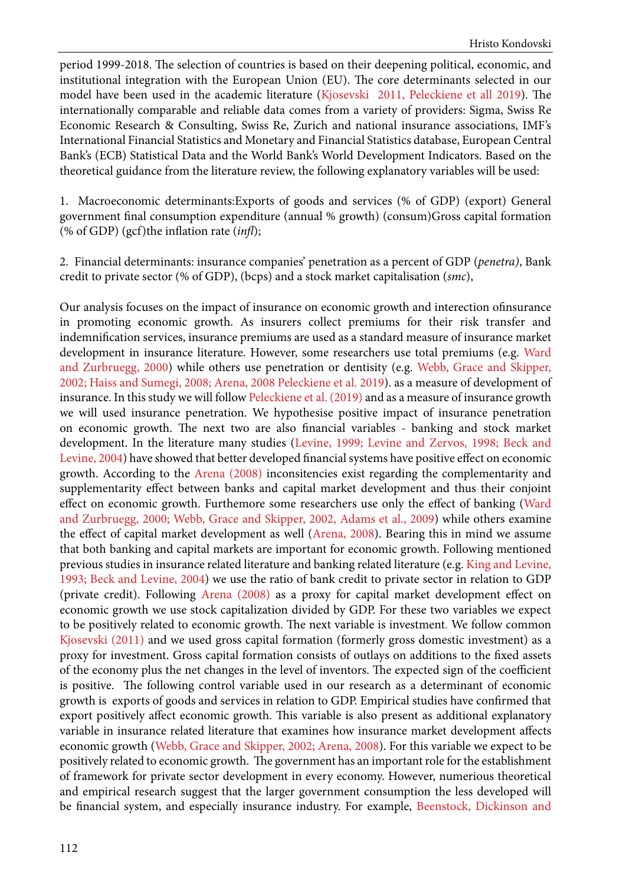period 1999-2018. The selection of countries is based on their deepening political, economic, and institutional integration with the European Union (EU). The core determinants selected in our model have been used in the academic literature (Kjosevski 2011, Peleckiene et all 2019). The internationally comparable and reliable data comes from a variety of providers: Sigma, Swiss Re Economic Research & Consulting, Swiss Re, Zurich and national insurance associations, IMF's International Financial Statistics and Monetary and Financial Statistics database, European Central Bank's (ECB) Statistical Data and the World Bank's World Development Indicators. Based on the theoretical guidance from the literature review, the following explanatory variables will be used:

1. Macroeconomic determinants:Exports of goods and services (% of GDP) (export) General government final consumption expenditure (annual % growth) (consum)Gross capital formation (% of GDP) (gcf)the inflation rate (*infl*);

2. Financial determinants: insurance companies' penetration as a percent of GDP (*penetra)*, Bank credit to private sector (% of GDP), (bcps) and a stock market capitalisation (*smc*),

Our analysis focuses on the impact of insurance on economic growth and interection ofinsurance in promoting economic growth. As insurers collect premiums for their risk transfer and indemnification services, insurance premiums are used as a standard measure of insurance market development in insurance literature. However, some researchers use total premiums (e.g. Ward and Zurbruegg, 2000) while others use penetration or dentisity (e.g. Webb, Grace and Skipper, 2002; Haiss and Sumegi, 2008; Arena, 2008 Peleckiene et al. 2019). as a measure of development of insurance. In this study we will follow Peleckiene et al. (2019) and as a measure of insurance growth we will used insurance penetration. We hypothesise positive impact of insurance penetration on economic growth. The next two are also financial variables - banking and stock market development. In the literature many studies (Levine, 1999; Levine and Zervos, 1998; Beck and Levine, 2004) have showed that better developed financial systems have positive effect on economic growth. According to the Arena (2008) inconsitencies exist regarding the complementarity and supplementarity effect between banks and capital market development and thus their conjoint effect on economic growth. Furthemore some researchers use only the effect of banking (Ward and Zurbruegg, 2000; Webb, Grace and Skipper, 2002, Adams et al., 2009) while others examine the effect of capital market development as well (Arena, 2008). Bearing this in mind we assume that both banking and capital markets are important for economic growth. Following mentioned previous studies in insurance related literature and banking related literature (e.g. King and Levine, 1993; Beck and Levine, 2004) we use the ratio of bank credit to private sector in relation to GDP (private credit). Following Arena (2008) as a proxy for capital market development effect on economic growth we use stock capitalization divided by GDP. For these two variables we expect to be positively related to economic growth. The next variable is investment. We follow common Kjosevski (2011) and we used gross capital formation (formerly gross domestic investment) as a proxy for investment. Gross capital formation consists of outlays on additions to the fixed assets of the economy plus the net changes in the level of inventors. The expected sign of the coefficient is positive. The following control variable used in our research as a determinant of economic growth is exports of goods and services in relation to GDP. Empirical studies have confirmed that export positively affect economic growth. This variable is also present as additional explanatory variable in insurance related literature that examines how insurance market development affects economic growth (Webb, Grace and Skipper, 2002; Arena, 2008). For this variable we expect to be positively related to economic growth. The government has an important role for the establishment of framework for private sector development in every economy. However, numerious theoretical and empirical research suggest that the larger government consumption the less developed will be financial system, and especially insurance industry. For example, Beenstock, Dickinson and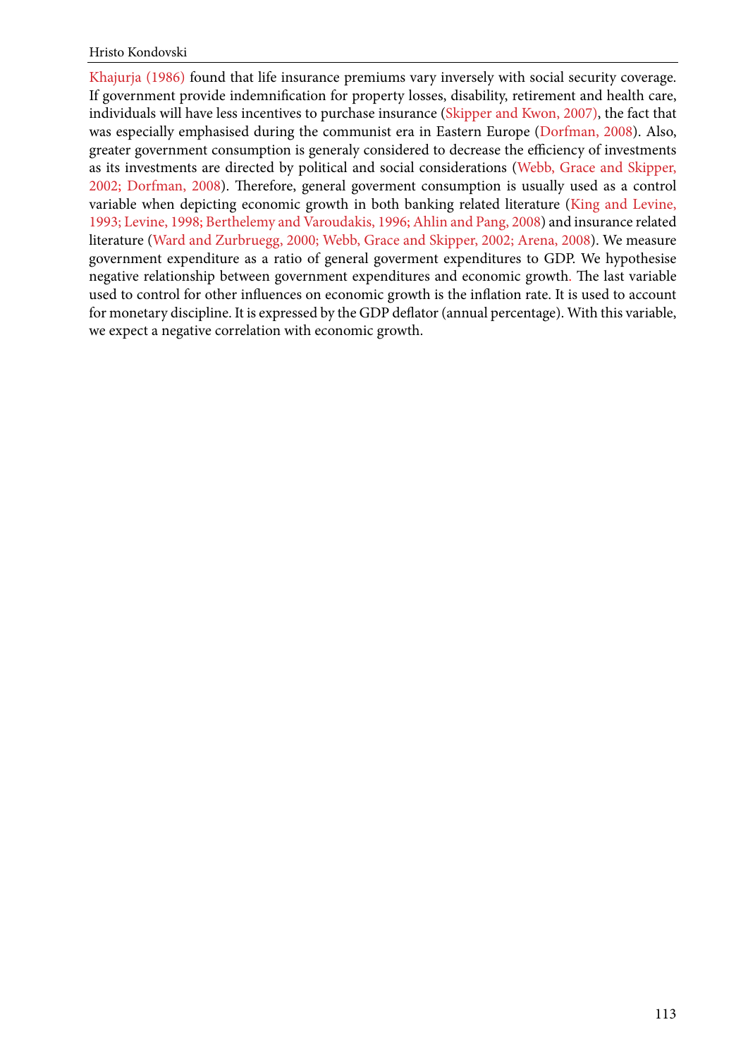Khajurja (1986) found that life insurance premiums vary inversely with social security coverage. If government provide indemnification for property losses, disability, retirement and health care, individuals will have less incentives to purchase insurance (Skipper and Kwon, 2007), the fact that was especially emphasised during the communist era in Eastern Europe (Dorfman, 2008). Also, greater government consumption is generaly considered to decrease the efficiency of investments as its investments are directed by political and social considerations (Webb, Grace and Skipper, 2002; Dorfman, 2008). Therefore, general goverment consumption is usually used as a control variable when depicting economic growth in both banking related literature (King and Levine, 1993; Levine, 1998; Berthelemy and Varoudakis, 1996; Ahlin and Pang, 2008) and insurance related literature (Ward and Zurbruegg, 2000; Webb, Grace and Skipper, 2002; Arena, 2008). We measure government expenditure as a ratio of general goverment expenditures to GDP. We hypothesise negative relationship between government expenditures and economic growth. The last variable used to control for other influences on economic growth is the inflation rate. It is used to account for monetary discipline. It is expressed by the GDP deflator (annual percentage). With this variable, we expect a negative correlation with economic growth.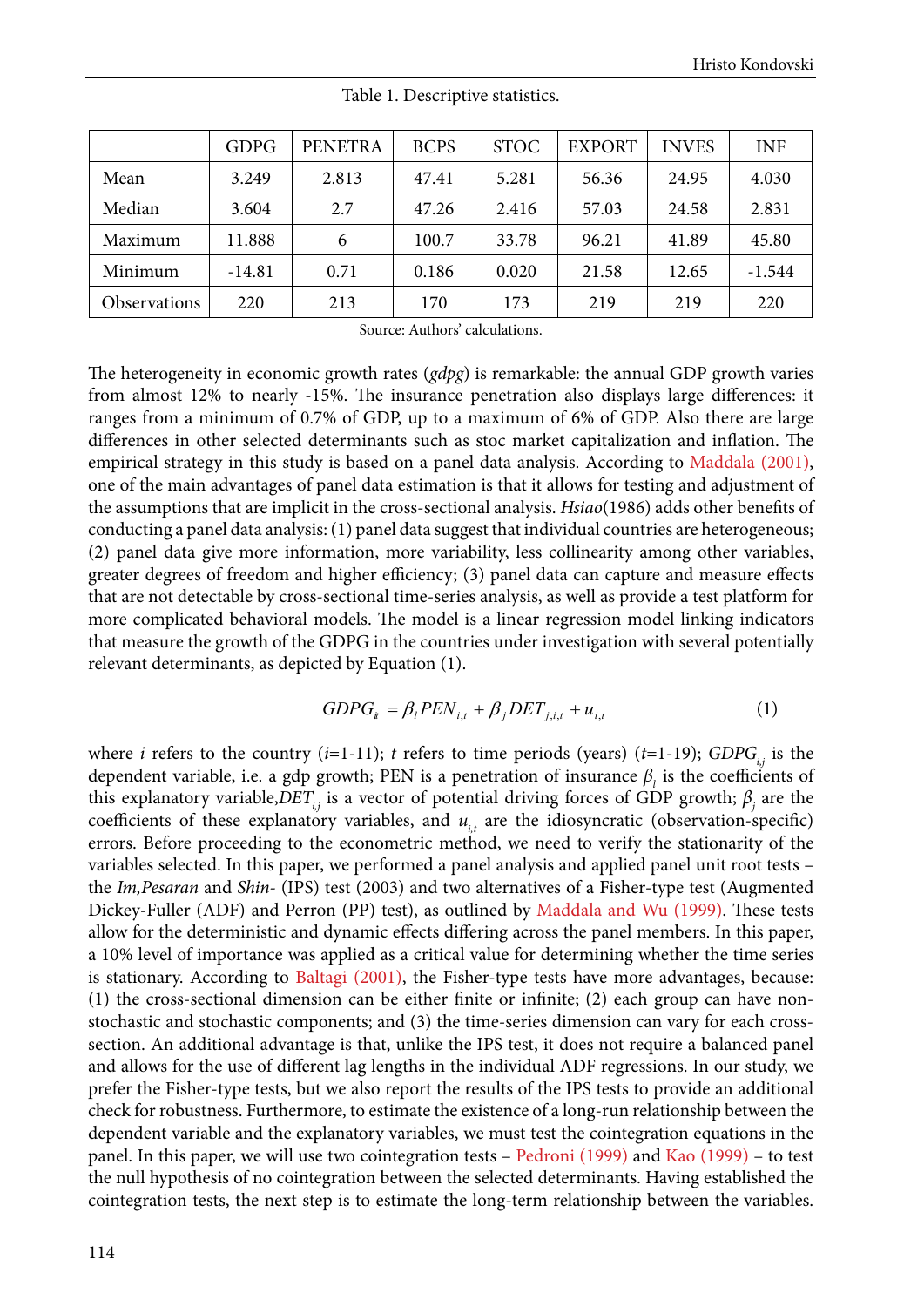Table 1. Descriptive statistics.

| | GDPG | PENETRA | BCPS | STOC | EXPORT | INVES | INF |
|---|---|---|---|---|---|---|---|
| Mean | 3.249 | 2.813 | 47.41 | 5.281 | 56.36 | 24.95 | 4.030 |
| Median | 3.604 | 2.7 | 47.26 | 2.416 | 57.03 | 24.58 | 2.831 |
| Maximum | 11.888 | 6 | 100.7 | 33.78 | 96.21 | 41.89 | 45.80 |
| Minimum | -14.81 | 0.71 | 0.186 | 0.020 | 21.58 | 12.65 | -1.544 |
| Observations | 220 | 213 | 170 | 173 | 219 | 219 | 220 |

Source: Authors' calculations.

The heterogeneity in economic growth rates (*gdpg*) is remarkable: the annual GDP growth varies from almost 12% to nearly -15%. The insurance penetration also displays large differences: it ranges from a minimum of 0.7% of GDP, up to a maximum of 6% of GDP. Also there are large differences in other selected determinants such as stoc market capitalization and inflation. The empirical strategy in this study is based on a panel data analysis. According to Maddala (2001), one of the main advantages of panel data estimation is that it allows for testing and adjustment of the assumptions that are implicit in the cross-sectional analysis. *Hsiao*(1986) adds other benefits of conducting a panel data analysis: (1) panel data suggest that individual countries are heterogeneous; (2) panel data give more information, more variability, less collinearity among other variables, greater degrees of freedom and higher efficiency; (3) panel data can capture and measure effects that are not detectable by cross-sectional time-series analysis, as well as provide a test platform for more complicated behavioral models. The model is a linear regression model linking indicators that measure the growth of the GDPG in the countries under investigation with several potentially relevant determinants, as depicted by Equation (1).

$$GDPG_{it} = \beta_l PEN_{i,t} + \beta_j DET_{j,i,t} + u_{i,t} \tag{1}$$

where $i$ refers to the country ($i$=1-11); $t$ refers to time periods (years) ($t$=1-19); $GDPG_{i,j}$ is the dependent variable, i.e. a gdp growth; PEN is a penetration of insurance $\beta_l$ is the coefficients of this explanatory variable,$DET_{i,j}$ is a vector of potential driving forces of GDP growth; $\beta_j$ are the coefficients of these explanatory variables, and $u_{i,t}$ are the idiosyncratic (observation-specific) errors. Before proceeding to the econometric method, we need to verify the stationarity of the variables selected. In this paper, we performed a panel analysis and applied panel unit root tests – the *Im,Pesaran* and *Shin*- (IPS) test (2003) and two alternatives of a Fisher-type test (Augmented Dickey-Fuller (ADF) and Perron (PP) test), as outlined by Maddala and Wu (1999). These tests allow for the deterministic and dynamic effects differing across the panel members. In this paper, a 10% level of importance was applied as a critical value for determining whether the time series is stationary. According to Baltagi (2001), the Fisher-type tests have more advantages, because: (1) the cross-sectional dimension can be either finite or infinite; (2) each group can have non-stochastic and stochastic components; and (3) the time-series dimension can vary for each cross-section. An additional advantage is that, unlike the IPS test, it does not require a balanced panel and allows for the use of different lag lengths in the individual ADF regressions. In our study, we prefer the Fisher-type tests, but we also report the results of the IPS tests to provide an additional check for robustness. Furthermore, to estimate the existence of a long-run relationship between the dependent variable and the explanatory variables, we must test the cointegration equations in the panel. In this paper, we will use two cointegration tests – Pedroni (1999) and Kao (1999) – to test the null hypothesis of no cointegration between the selected determinants. Having established the cointegration tests, the next step is to estimate the long-term relationship between the variables.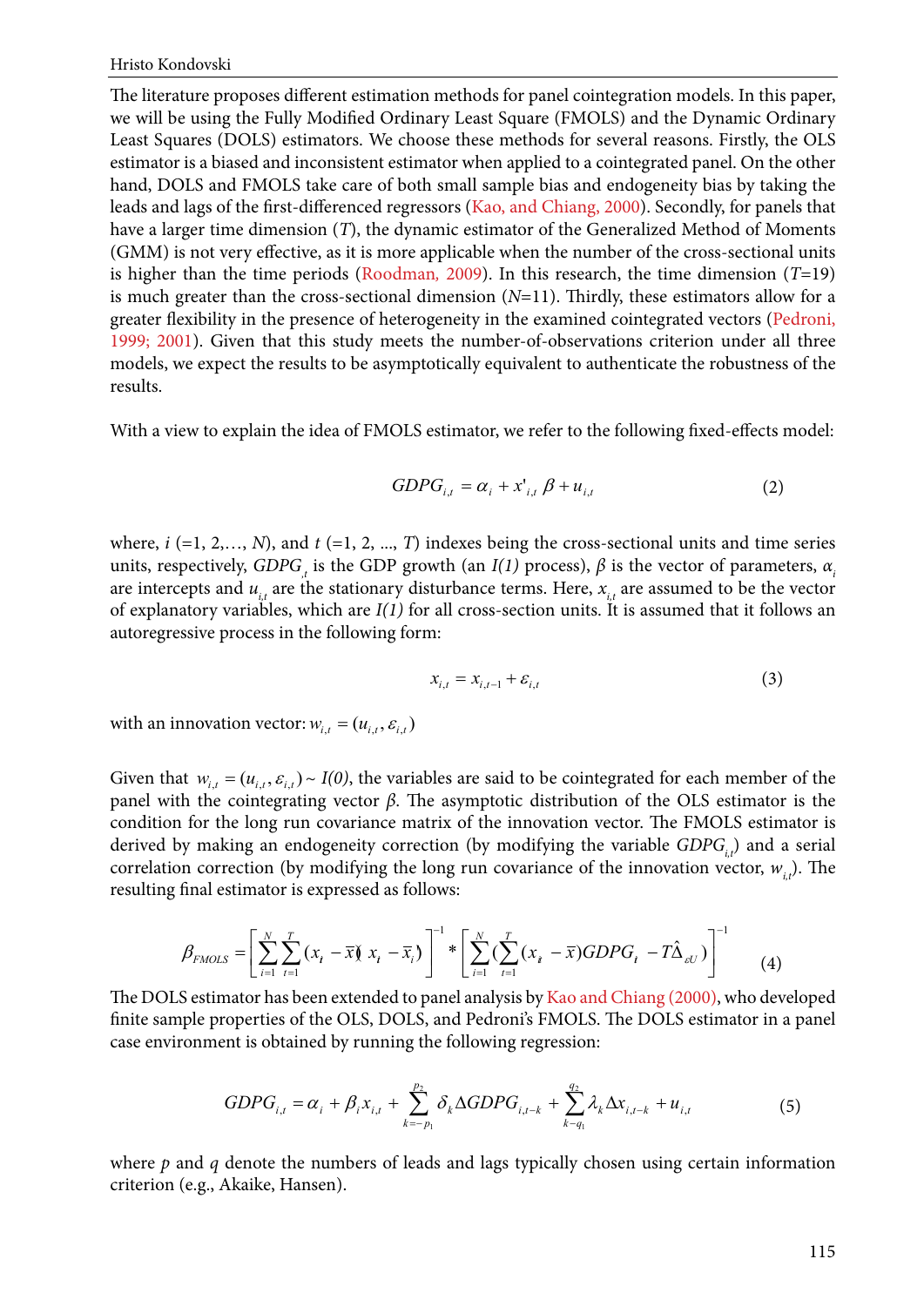The literature proposes different estimation methods for panel cointegration models. In this paper, we will be using the Fully Modified Ordinary Least Square (FMOLS) and the Dynamic Ordinary Least Squares (DOLS) estimators. We choose these methods for several reasons. Firstly, the OLS estimator is a biased and inconsistent estimator when applied to a cointegrated panel. On the other hand, DOLS and FMOLS take care of both small sample bias and endogeneity bias by taking the leads and lags of the first-differenced regressors (Kao, and Chiang, 2000). Secondly, for panels that have a larger time dimension ($T$), the dynamic estimator of the Generalized Method of Moments (GMM) is not very effective, as it is more applicable when the number of the cross-sectional units is higher than the time periods (Roodman, 2009). In this research, the time dimension ($T$=19) is much greater than the cross-sectional dimension ($N$=11). Thirdly, these estimators allow for a greater flexibility in the presence of heterogeneity in the examined cointegrated vectors (Pedroni, 1999; 2001). Given that this study meets the number-of-observations criterion under all three models, we expect the results to be asymptotically equivalent to authenticate the robustness of the results.

With a view to explain the idea of FMOLS estimator, we refer to the following fixed-effects model:

$$GDPG_{i,t} = \alpha_i + x'_{i,t}\,\beta + u_{i,t} \tag{2}$$

where, $i$ (=1, 2,…, $N$), and $t$ (=1, 2, ..., $T$) indexes being the cross-sectional units and time series units, respectively, $GDPG_{,t}$ is the GDP growth (an $I(1)$ process), $\beta$ is the vector of parameters, $\alpha_i$ are intercepts and $u_{i,t}$ are the stationary disturbance terms. Here, $x_{i,t}$ are assumed to be the vector of explanatory variables, which are $I(1)$ for all cross-section units. It is assumed that it follows an autoregressive process in the following form:

$$x_{i,t} = x_{i,t-1} + \varepsilon_{i,t} \tag{3}$$

with an innovation vector: $w_{i,t} = (u_{i,t}, \varepsilon_{i,t})$

Given that $w_{i,t} = (u_{i,t}, \varepsilon_{i,t}) \sim I(0)$, the variables are said to be cointegrated for each member of the panel with the cointegrating vector $\beta$. The asymptotic distribution of the OLS estimator is the condition for the long run covariance matrix of the innovation vector. The FMOLS estimator is derived by making an endogeneity correction (by modifying the variable $GDPG_{i,t}$) and a serial correlation correction (by modifying the long run covariance of the innovation vector, $w_{i,t}$). The resulting final estimator is expressed as follows:

$$\beta_{FMOLS} = \left[\sum_{i=1}^{N}\sum_{t=1}^{T}(x_{i} - \bar{x})(x_{i} - \bar{x}_{i})'\right]^{-1} * \left[\sum_{i=1}^{N}\left(\sum_{t=1}^{T}(x_{i} - \bar{x})GDPG_{i} - T\hat{\Delta}_{\varepsilon U}\right)\right]^{-1} \tag{4}$$

The DOLS estimator has been extended to panel analysis by Kao and Chiang (2000), who developed finite sample properties of the OLS, DOLS, and Pedroni's FMOLS. The DOLS estimator in a panel case environment is obtained by running the following regression:

$$GDPG_{i,t} = \alpha_i + \beta_i x_{i,t} + \sum_{k=-p_1}^{p_2}\delta_k \Delta GDPG_{i,t-k} + \sum_{k-q_1}^{q_2}\lambda_k \Delta x_{i,t-k} + u_{i,t} \tag{5}$$

where $p$ and $q$ denote the numbers of leads and lags typically chosen using certain information criterion (e.g., Akaike, Hansen).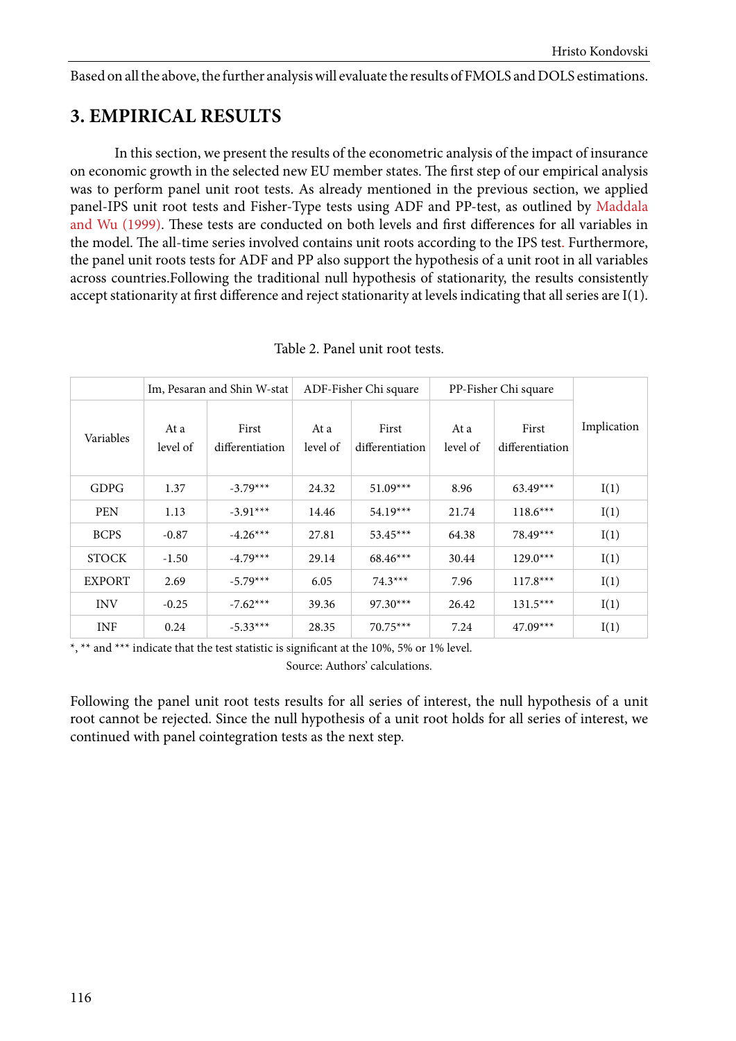Based on all the above, the further analysis will evaluate the results of FMOLS and DOLS estimations.

## 3. EMPIRICAL RESULTS

In this section, we present the results of the econometric analysis of the impact of insurance on economic growth in the selected new EU member states. The first step of our empirical analysis was to perform panel unit root tests. As already mentioned in the previous section, we applied panel-IPS unit root tests and Fisher-Type tests using ADF and PP-test, as outlined by Maddala and Wu (1999). These tests are conducted on both levels and first differences for all variables in the model. The all-time series involved contains unit roots according to the IPS test. Furthermore, the panel unit roots tests for ADF and PP also support the hypothesis of a unit root in all variables across countries.Following the traditional null hypothesis of stationarity, the results consistently accept stationarity at first difference and reject stationarity at levels indicating that all series are I(1).

Table 2. Panel unit root tests.

| Variables | Im, Pesaran and Shin W-stat | | ADF-Fisher Chi square | | PP-Fisher Chi square | | Implication |
|---|---|---|---|---|---|---|---|
| | At a level of | First differentiation | At a level of | First differentiation | At a level of | First differentiation | |
| GDPG | 1.37 | -3.79*** | 24.32 | 51.09*** | 8.96 | 63.49*** | I(1) |
| PEN | 1.13 | -3.91*** | 14.46 | 54.19*** | 21.74 | 118.6*** | I(1) |
| BCPS | -0.87 | -4.26*** | 27.81 | 53.45*** | 64.38 | 78.49*** | I(1) |
| STOCK | -1.50 | -4.79*** | 29.14 | 68.46*** | 30.44 | 129.0*** | I(1) |
| EXPORT | 2.69 | -5.79*** | 6.05 | 74.3*** | 7.96 | 117.8*** | I(1) |
| INV | -0.25 | -7.62*** | 39.36 | 97.30*** | 26.42 | 131.5*** | I(1) |
| INF | 0.24 | -5.33*** | 28.35 | 70.75*** | 7.24 | 47.09*** | I(1) |

*, ** and *** indicate that the test statistic is significant at the 10%, 5% or 1% level.

Source: Authors' calculations.

Following the panel unit root tests results for all series of interest, the null hypothesis of a unit root cannot be rejected. Since the null hypothesis of a unit root holds for all series of interest, we continued with panel cointegration tests as the next step.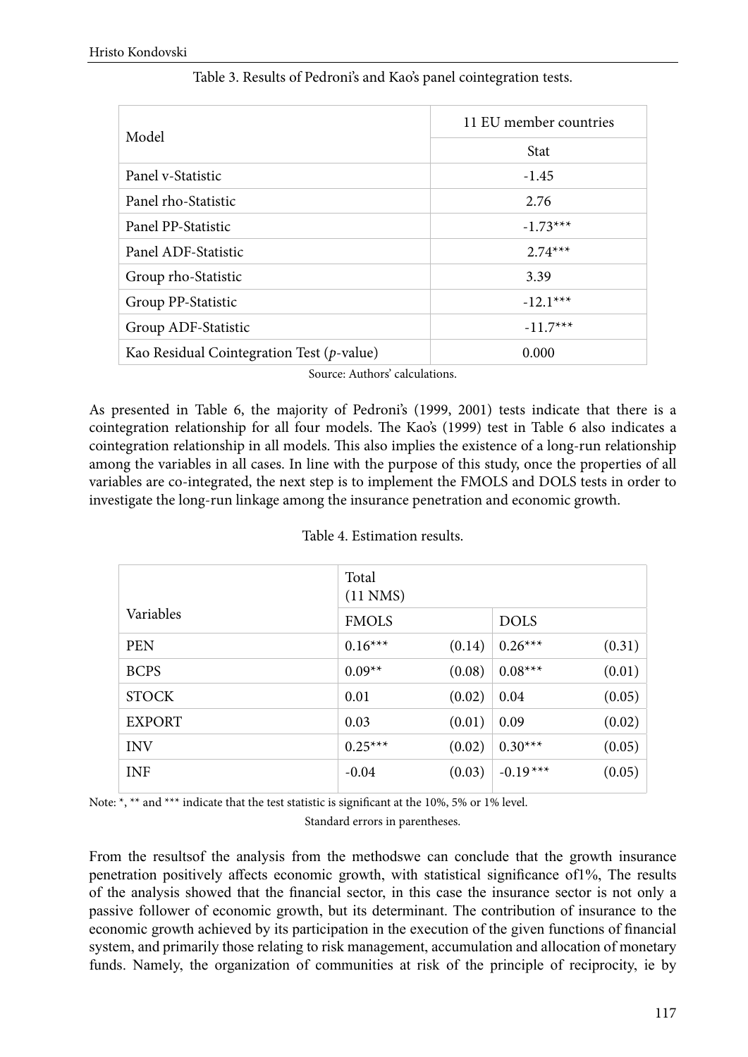Table 3. Results of Pedroni's and Kao's panel cointegration tests.

| Model | 11 EU member countries |
|---|---|
| | Stat |
| Panel v-Statistic | -1.45 |
| Panel rho-Statistic | 2.76 |
| Panel PP-Statistic | -1.73*** |
| Panel ADF-Statistic | 2.74*** |
| Group rho-Statistic | 3.39 |
| Group PP-Statistic | -12.1*** |
| Group ADF-Statistic | -11.7*** |
| Kao Residual Cointegration Test (*p*-value) | 0.000 |

Source: Authors' calculations.

As presented in Table 6, the majority of Pedroni's (1999, 2001) tests indicate that there is a cointegration relationship for all four models. The Kao's (1999) test in Table 6 also indicates a cointegration relationship in all models. This also implies the existence of a long-run relationship among the variables in all cases. In line with the purpose of this study, once the properties of all variables are co-integrated, the next step is to implement the FMOLS and DOLS tests in order to investigate the long-run linkage among the insurance penetration and economic growth.

Table 4. Estimation results.

| Variables | Total (11 NMS) | | | |
|---|---|---|---|---|
| | FMOLS | | DOLS | |
| PEN | 0.16*** | (0.14) | 0.26*** | (0.31) |
| BCPS | 0.09** | (0.08) | 0.08*** | (0.01) |
| STOCK | 0.01 | (0.02) | 0.04 | (0.05) |
| EXPORT | 0.03 | (0.01) | 0.09 | (0.02) |
| INV | 0.25*** | (0.02) | 0.30*** | (0.05) |
| INF | -0.04 | (0.03) | -0.19*** | (0.05) |

Note: *, ** and *** indicate that the test statistic is significant at the 10%, 5% or 1% level.

Standard errors in parentheses.

From the resultsof the analysis from the methodswe can conclude that the growth insurance penetration positively affects economic growth, with statistical significance of1%, The results of the analysis showed that the financial sector, in this case the insurance sector is not only a passive follower of economic growth, but its determinant. The contribution of insurance to the economic growth achieved by its participation in the execution of the given functions of financial system, and primarily those relating to risk management, accumulation and allocation of monetary funds. Namely, the organization of communities at risk of the principle of reciprocity, ie by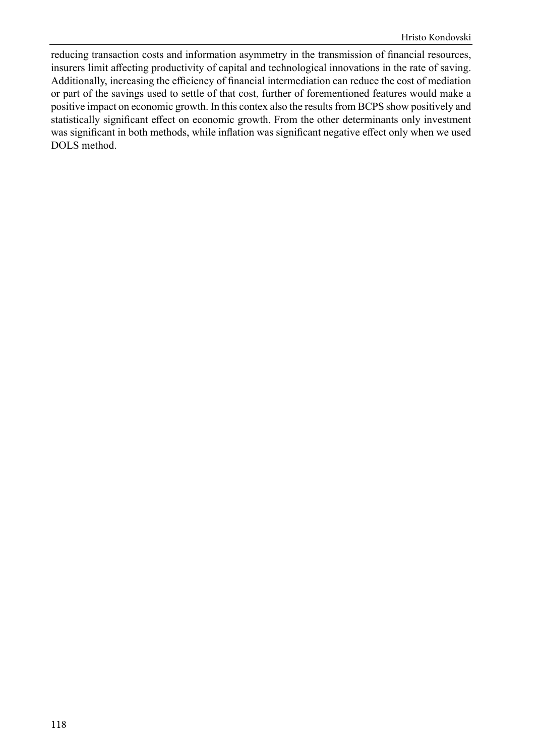reducing transaction costs and information asymmetry in the transmission of financial resources, insurers limit affecting productivity of capital and technological innovations in the rate of saving. Additionally, increasing the efficiency of financial intermediation can reduce the cost of mediation or part of the savings used to settle of that cost, further of forementioned features would make a positive impact on economic growth. In this contex also the results from BCPS show positively and statistically significant effect on economic growth. From the other determinants only investment was significant in both methods, while inflation was significant negative effect only when we used DOLS method.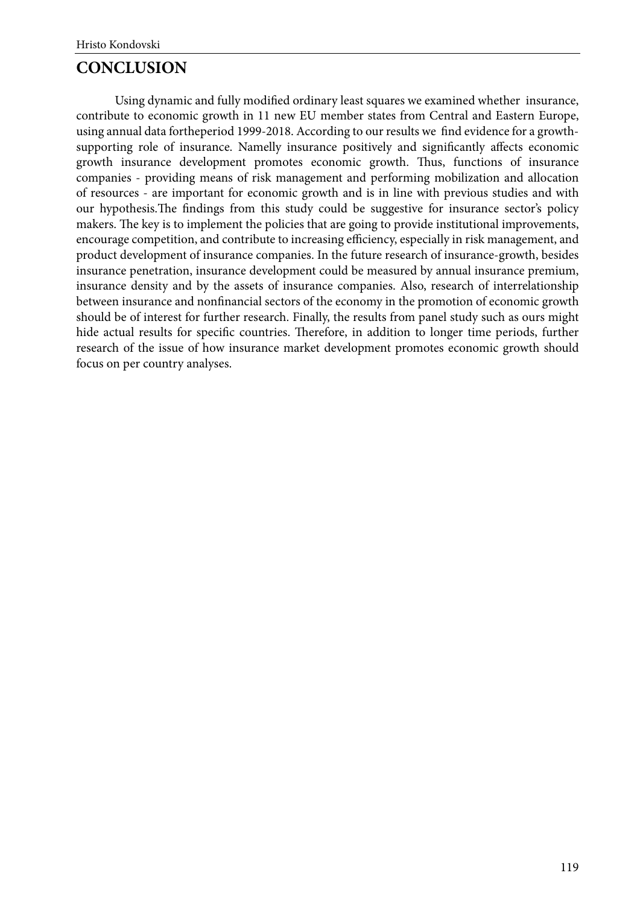# CONCLUSION

Using dynamic and fully modified ordinary least squares we examined whether insurance, contribute to economic growth in 11 new EU member states from Central and Eastern Europe, using annual data fortheperiod 1999-2018. According to our results we find evidence for a growth-supporting role of insurance. Namelly insurance positively and significantly affects economic growth insurance development promotes economic growth. Thus, functions of insurance companies - providing means of risk management and performing mobilization and allocation of resources - are important for economic growth and is in line with previous studies and with our hypothesis.The findings from this study could be suggestive for insurance sector's policy makers. The key is to implement the policies that are going to provide institutional improvements, encourage competition, and contribute to increasing efficiency, especially in risk management, and product development of insurance companies. In the future research of insurance-growth, besides insurance penetration, insurance development could be measured by annual insurance premium, insurance density and by the assets of insurance companies. Also, research of interrelationship between insurance and nonfinancial sectors of the economy in the promotion of economic growth should be of interest for further research. Finally, the results from panel study such as ours might hide actual results for specific countries. Therefore, in addition to longer time periods, further research of the issue of how insurance market development promotes economic growth should focus on per country analyses.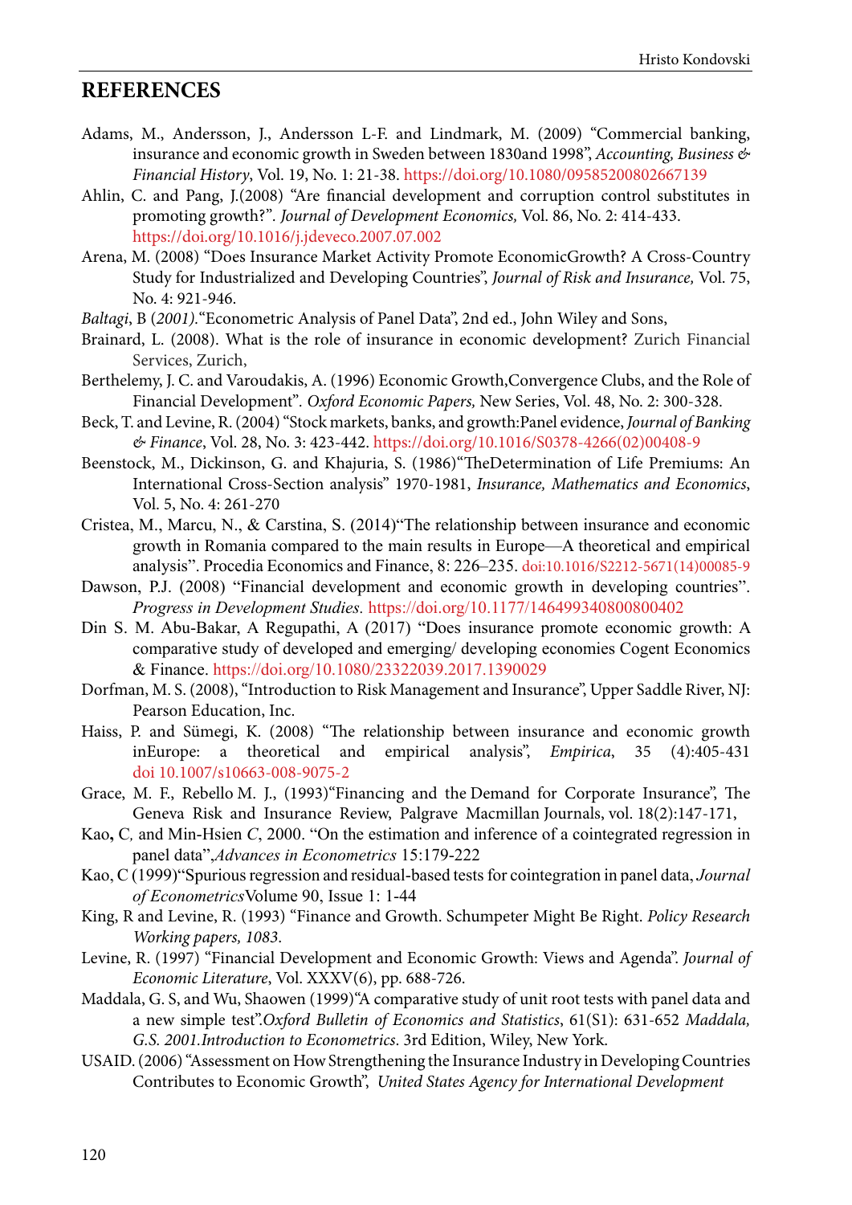## REFERENCES

Adams, M., Andersson, J., Andersson L-F. and Lindmark, M. (2009) "Commercial banking, insurance and economic growth in Sweden between 1830and 1998", *Accounting, Business & Financial History*, Vol. 19, No. 1: 21-38. https://doi.org/10.1080/09585200802667139

Ahlin, C. and Pang, J.(2008) "Are financial development and corruption control substitutes in promoting growth?". *Journal of Development Economics,* Vol. 86, No. 2: 414-433. https://doi.org/10.1016/j.jdeveco.2007.07.002

Arena, M. (2008) "Does Insurance Market Activity Promote EconomicGrowth? A Cross-Country Study for Industrialized and Developing Countries", *Journal of Risk and Insurance,* Vol. 75, No. 4: 921-946.

*Baltagi*, B (*2001).*"Econometric Analysis of Panel Data", 2nd ed., John Wiley and Sons,

Brainard, L. (2008). What is the role of insurance in economic development? Zurich Financial Services, Zurich,

Berthelemy, J. C. and Varoudakis, A. (1996) Economic Growth,Convergence Clubs, and the Role of Financial Development". *Oxford Economic Papers,* New Series, Vol. 48, No. 2: 300-328.

Beck, T. and Levine, R. (2004) "Stock markets, banks, and growth:Panel evidence, *Journal of Banking & Finance*, Vol. 28, No. 3: 423-442. https://doi.org/10.1016/S0378-4266(02)00408-9

Beenstock, M., Dickinson, G. and Khajuria, S. (1986)"TheDetermination of Life Premiums: An International Cross-Section analysis" 1970-1981, *Insurance, Mathematics and Economics*, Vol. 5, No. 4: 261-270

Cristea, M., Marcu, N., & Carstina, S. (2014)"The relationship between insurance and economic growth in Romania compared to the main results in Europe—A theoretical and empirical analysis". Procedia Economics and Finance, 8: 226–235. doi:10.1016/S2212-5671(14)00085-9

Dawson, P.J. (2008) "Financial development and economic growth in developing countries". *Progress in Development Studies*. https://doi.org/10.1177/146499340800800402

Din S. M. Abu-Bakar, A Regupathi, A (2017) "Does insurance promote economic growth: A comparative study of developed and emerging/ developing economies Cogent Economics & Finance. https://doi.org/10.1080/23322039.2017.1390029

Dorfman, M. S. (2008), "Introduction to Risk Management and Insurance", Upper Saddle River, NJ: Pearson Education, Inc.

Haiss, P. and Sümegi, K. (2008) "The relationship between insurance and economic growth inEurope: a theoretical and empirical analysis", *Empirica*, 35 (4):405-431 doi 10.1007/s10663-008-9075-2

Grace, M. F., Rebello M. J., (1993)"Financing and the Demand for Corporate Insurance", The Geneva Risk and Insurance Review, Palgrave Macmillan Journals, vol. 18(2):147-171,

Kao**,** C*,* and Min-Hsien *C*, 2000. "On the estimation and inference of a cointegrated regression in panel data",*Advances in Econometrics* 15:179-222

Kao, C (1999)"Spurious regression and residual-based tests for cointegration in panel data, *Journal of Econometrics*Volume 90, Issue 1: 1-44

King, R and Levine, R. (1993) "Finance and Growth. Schumpeter Might Be Right. *Policy Research Working papers, 1083*.

Levine, R. (1997) "Financial Development and Economic Growth: Views and Agenda". *Journal of Economic Literature*, Vol. XXXV(6), pp. 688-726.

Maddala, G. S, and Wu, Shaowen (1999)"A comparative study of unit root tests with panel data and a new simple test".*Oxford Bulletin of Economics and Statistics*, 61(S1): 631-652 *Maddala, G.S. 2001.Introduction to Econometrics*. 3rd Edition, Wiley, New York.

USAID. (2006) "Assessment on How Strengthening the Insurance Industry in Developing Countries Contributes to Economic Growth", *United States Agency for International Development*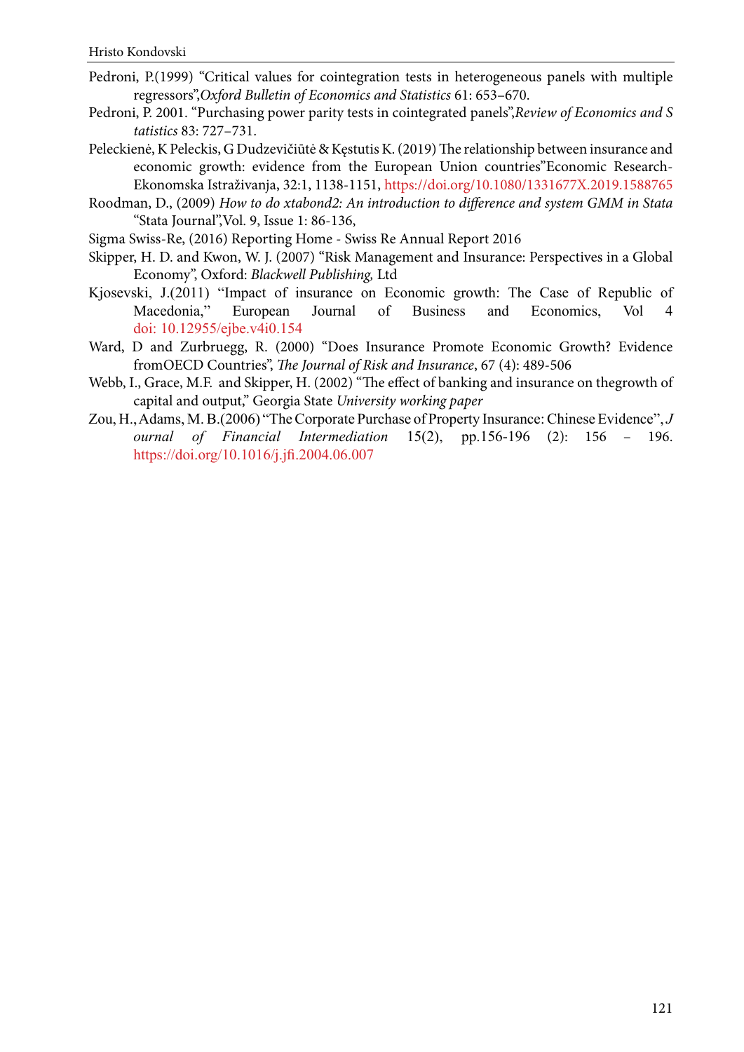Pedroni, P.(1999) "Critical values for cointegration tests in heterogeneous panels with multiple regressors",*Oxford Bulletin of Economics and Statistics* 61: 653–670.

Pedroni, P. 2001. "Purchasing power parity tests in cointegrated panels",*Review of Economics and S tatistics* 83: 727–731.

Peleckienė, K Peleckis, G Dudzevičiūtė & Kęstutis K. (2019) The relationship between insurance and economic growth: evidence from the European Union countries"Economic Research-Ekonomska Istraživanja, 32:1, 1138-1151, https://doi.org/10.1080/1331677X.2019.1588765

Roodman, D., (2009) *How to do xtabond2: An introduction to difference and system GMM in Stata* "Stata Journal",Vol. 9, Issue 1: 86-136,

Sigma Swiss-Re, (2016) Reporting Home - Swiss Re Annual Report 2016

Skipper, H. D. and Kwon, W. J. (2007) "Risk Management and Insurance: Perspectives in a Global Economy", Oxford: *Blackwell Publishing,* Ltd

Kjosevski, J.(2011) "Impact of insurance on Economic growth: The Case of Republic of Macedonia," European Journal of Business and Economics, Vol 4 doi: 10.12955/ejbe.v4i0.154

Ward, D and Zurbruegg, R. (2000) "Does Insurance Promote Economic Growth? Evidence fromOECD Countries", *The Journal of Risk and Insurance*, 67 (4): 489-506

Webb, I., Grace, M.F. and Skipper, H. (2002) "The effect of banking and insurance on thegrowth of capital and output," Georgia State *University working paper*

Zou, H., Adams, M. B.(2006) "The Corporate Purchase of Property Insurance: Chinese Evidence", *J ournal of Financial Intermediation* 15(2), pp.156-196 (2): 156 – 196. https://doi.org/10.1016/j.jfi.2004.06.007